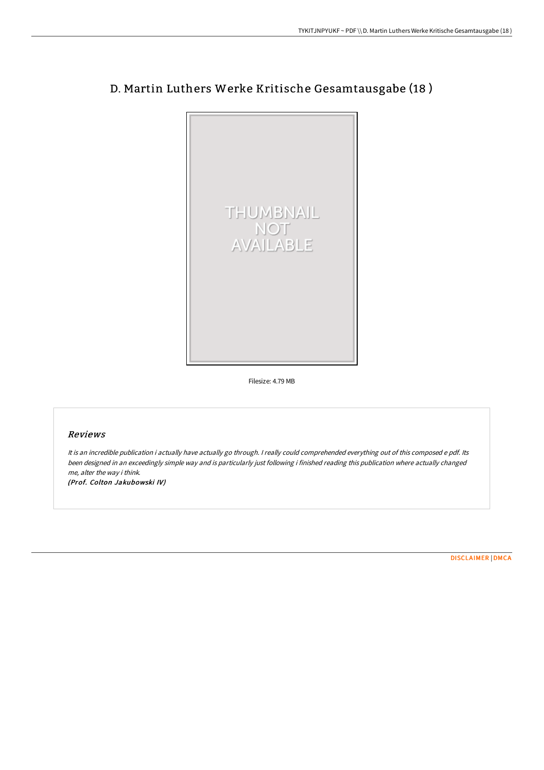# D. Martin Luthers Werke Kritische Gesamtausgabe (18 )

THUMBNAIL NOT AVAILABLE

Filesize: 4.79 MB

## Reviews

*It is an incredible publication i actually have actually go through. I really could comprehended everything out of this composed e pdf. Its been designed in an exceedingly simple way and is particularly just following i finished reading this publication where actually changed me, alter the way i think.*

***(Prof. Colton Jakubowski IV)***

[DISCLAIMER](#) | [DMCA](#)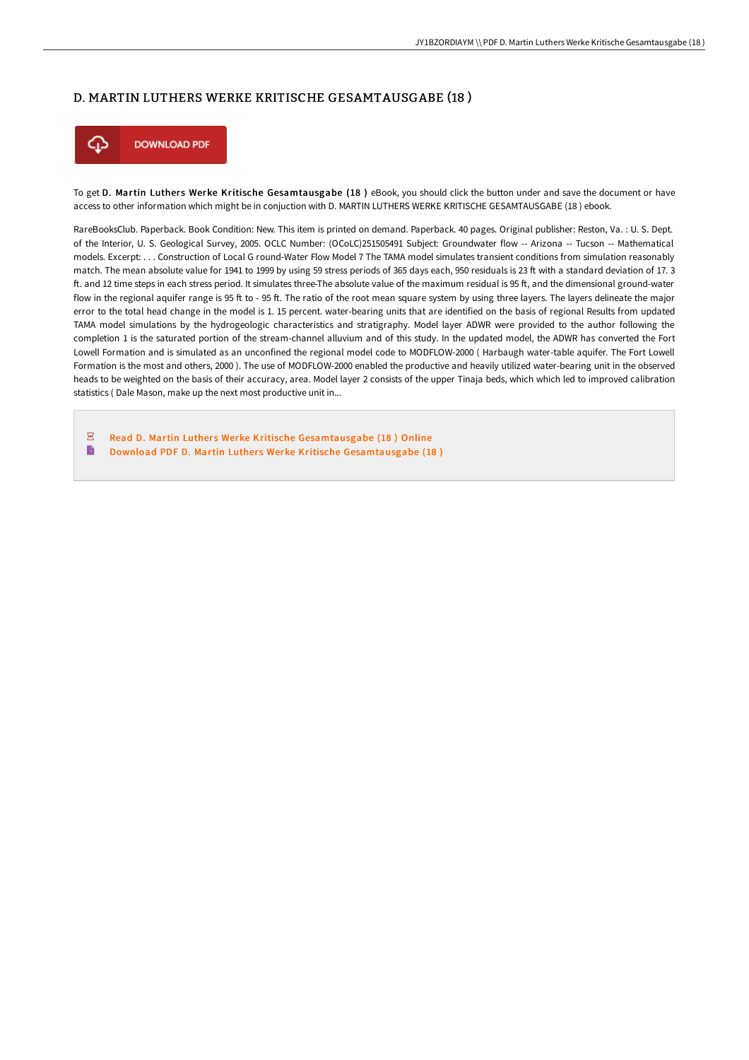# D. MARTIN LUTHERS WERKE KRITISCHE GESAMTAUSGABE (18 )

DOWNLOAD PDF

To get **D. Martin Luthers Werke Kritische Gesamtausgabe (18 )** eBook, you should click the button under and save the document or have access to other information which might be in conjuction with D. MARTIN LUTHERS WERKE KRITISCHE GESAMTAUSGABE (18 ) ebook.

RareBooksClub. Paperback. Book Condition: New. This item is printed on demand. Paperback. 40 pages. Original publisher: Reston, Va. : U. S. Dept. of the Interior, U. S. Geological Survey, 2005. OCLC Number: (OCoLC)251505491 Subject: Groundwater flow -- Arizona -- Tucson -- Mathematical models. Excerpt: . . . Construction of Local G round-Water Flow Model 7 The TAMA model simulates transient conditions from simulation reasonably match. The mean absolute value for 1941 to 1999 by using 59 stress periods of 365 days each, 950 residuals is 23 ft with a standard deviation of 17. 3 ft. and 12 time steps in each stress period. It simulates three-The absolute value of the maximum residual is 95 ft, and the dimensional ground-water flow in the regional aquifer range is 95 ft to - 95 ft. The ratio of the root mean square system by using three layers. The layers delineate the major error to the total head change in the model is 1. 15 percent. water-bearing units that are identified on the basis of regional Results from updated TAMA model simulations by the hydrogeologic characteristics and stratigraphy. Model layer ADWR were provided to the author following the completion 1 is the saturated portion of the stream-channel alluvium and of this study. In the updated model, the ADWR has converted the Fort Lowell Formation and is simulated as an unconfined the regional model code to MODFLOW-2000 ( Harbaugh water-table aquifer. The Fort Lowell Formation is the most and others, 2000 ). The use of MODFLOW-2000 enabled the productive and heavily utilized water-bearing unit in the observed heads to be weighted on the basis of their accuracy, area. Model layer 2 consists of the upper Tinaja beds, which which led to improved calibration statistics ( Dale Mason, make up the next most productive unit in...

- Read D. Martin Luthers Werke Kritische Gesamtausgabe (18 ) Online
- Download PDF D. Martin Luthers Werke Kritische Gesamtausgabe (18 )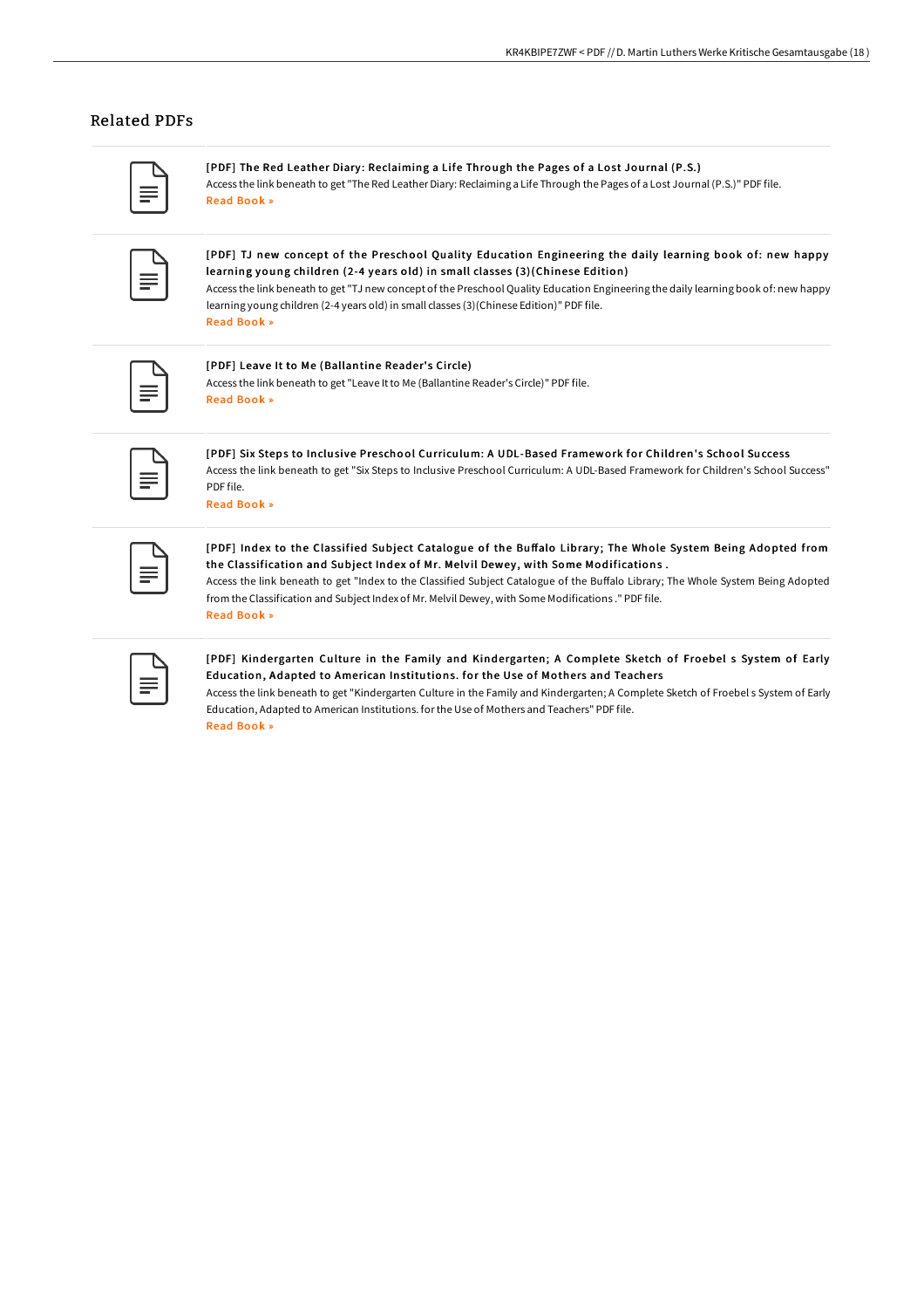## Related PDFs

[PDF] The Red Leather Diary: Reclaiming a Life Through the Pages of a Lost Journal (P.S.)
Access the link beneath to get "The Red Leather Diary: Reclaiming a Life Through the Pages of a Lost Journal (P.S.)" PDF file.
Read Book »

[PDF] TJ new concept of the Preschool Quality Education Engineering the daily learning book of: new happy learning young children (2-4 years old) in small classes (3)(Chinese Edition)
Access the link beneath to get "TJ new concept of the Preschool Quality Education Engineering the daily learning book of: new happy learning young children (2-4 years old) in small classes (3)(Chinese Edition)" PDF file.
Read Book »

[PDF] Leave It to Me (Ballantine Reader's Circle)
Access the link beneath to get "Leave It to Me (Ballantine Reader's Circle)" PDF file.
Read Book »

[PDF] Six Steps to Inclusive Preschool Curriculum: A UDL-Based Framework for Children's School Success
Access the link beneath to get "Six Steps to Inclusive Preschool Curriculum: A UDL-Based Framework for Children's School Success" PDF file.
Read Book »

[PDF] Index to the Classified Subject Catalogue of the Buffalo Library; The Whole System Being Adopted from the Classification and Subject Index of Mr. Melvil Dewey, with Some Modifications .
Access the link beneath to get "Index to the Classified Subject Catalogue of the Buffalo Library; The Whole System Being Adopted from the Classification and Subject Index of Mr. Melvil Dewey, with Some Modifications ." PDF file.
Read Book »

[PDF] Kindergarten Culture in the Family and Kindergarten; A Complete Sketch of Froebel s System of Early Education, Adapted to American Institutions. for the Use of Mothers and Teachers
Access the link beneath to get "Kindergarten Culture in the Family and Kindergarten; A Complete Sketch of Froebel s System of Early Education, Adapted to American Institutions. for the Use of Mothers and Teachers" PDF file.
Read Book »